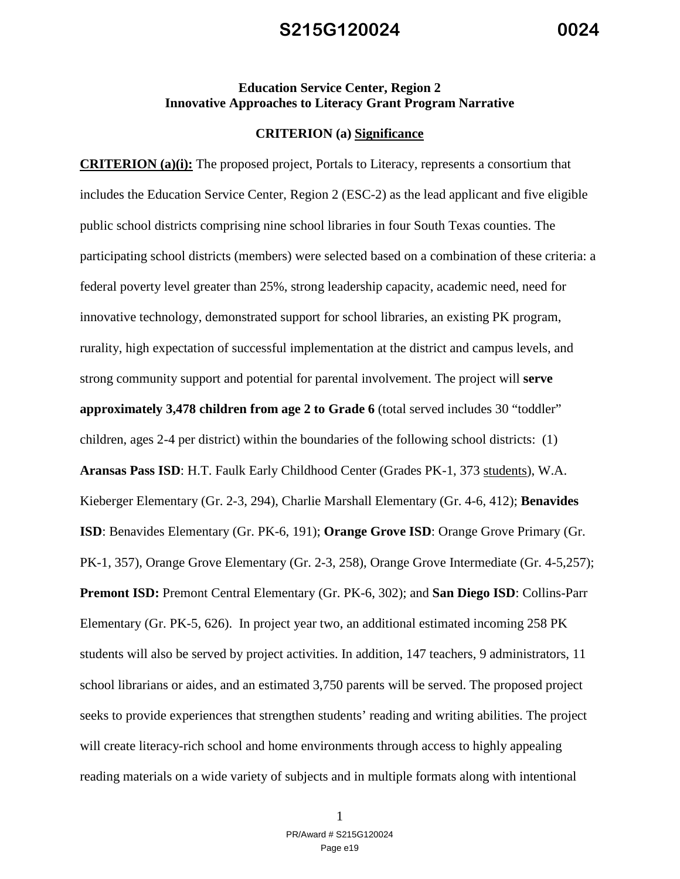## Education Service Center, Region 2
## Innovative Approaches to Literacy Grant Program Narrative

### CRITERION (a) <u>Significance</u>

**<u>CRITERION (a)(i):</u>** The proposed project, Portals to Literacy, represents a consortium that includes the Education Service Center, Region 2 (ESC-2) as the lead applicant and five eligible public school districts comprising nine school libraries in four South Texas counties. The participating school districts (members) were selected based on a combination of these criteria: a federal poverty level greater than 25%, strong leadership capacity, academic need, need for innovative technology, demonstrated support for school libraries, an existing PK program, rurality, high expectation of successful implementation at the district and campus levels, and strong community support and potential for parental involvement. The project will **serve approximately 3,478 children from age 2 to Grade 6** (total served includes 30 "toddler" children, ages 2-4 per district) within the boundaries of the following school districts: (1) **Aransas Pass ISD**: H.T. Faulk Early Childhood Center (Grades PK-1, 373 <u>students</u>), W.A. Kieberger Elementary (Gr. 2-3, 294), Charlie Marshall Elementary (Gr. 4-6, 412); **Benavides ISD**: Benavides Elementary (Gr. PK-6, 191); **Orange Grove ISD**: Orange Grove Primary (Gr. PK-1, 357), Orange Grove Elementary (Gr. 2-3, 258), Orange Grove Intermediate (Gr. 4-5,257); **Premont ISD:** Premont Central Elementary (Gr. PK-6, 302); and **San Diego ISD**: Collins-Parr Elementary (Gr. PK-5, 626). In project year two, an additional estimated incoming 258 PK students will also be served by project activities. In addition, 147 teachers, 9 administrators, 11 school librarians or aides, and an estimated 3,750 parents will be served. The proposed project seeks to provide experiences that strengthen students' reading and writing abilities. The project will create literacy-rich school and home environments through access to highly appealing reading materials on a wide variety of subjects and in multiple formats along with intentional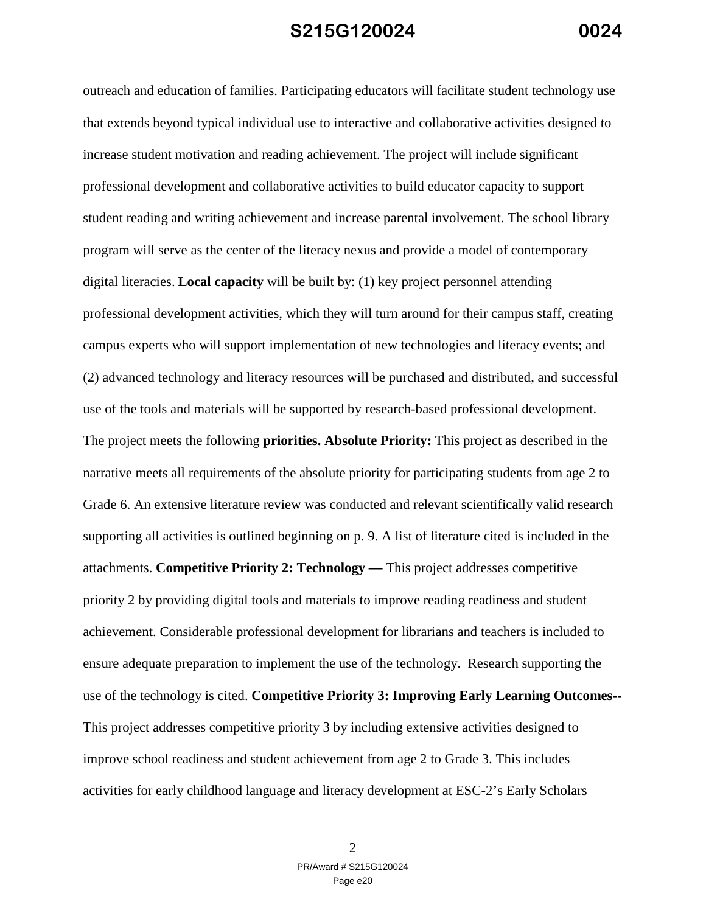outreach and education of families. Participating educators will facilitate student technology use that extends beyond typical individual use to interactive and collaborative activities designed to increase student motivation and reading achievement. The project will include significant professional development and collaborative activities to build educator capacity to support student reading and writing achievement and increase parental involvement. The school library program will serve as the center of the literacy nexus and provide a model of contemporary digital literacies. **Local capacity** will be built by: (1) key project personnel attending professional development activities, which they will turn around for their campus staff, creating campus experts who will support implementation of new technologies and literacy events; and (2) advanced technology and literacy resources will be purchased and distributed, and successful use of the tools and materials will be supported by research-based professional development. The project meets the following **priorities. Absolute Priority:** This project as described in the narrative meets all requirements of the absolute priority for participating students from age 2 to Grade 6. An extensive literature review was conducted and relevant scientifically valid research supporting all activities is outlined beginning on p. 9. A list of literature cited is included in the attachments. **Competitive Priority 2: Technology —** This project addresses competitive priority 2 by providing digital tools and materials to improve reading readiness and student achievement. Considerable professional development for librarians and teachers is included to ensure adequate preparation to implement the use of the technology. Research supporting the use of the technology is cited. **Competitive Priority 3: Improving Early Learning Outcomes--** This project addresses competitive priority 3 by including extensive activities designed to improve school readiness and student achievement from age 2 to Grade 3. This includes activities for early childhood language and literacy development at ESC-2's Early Scholars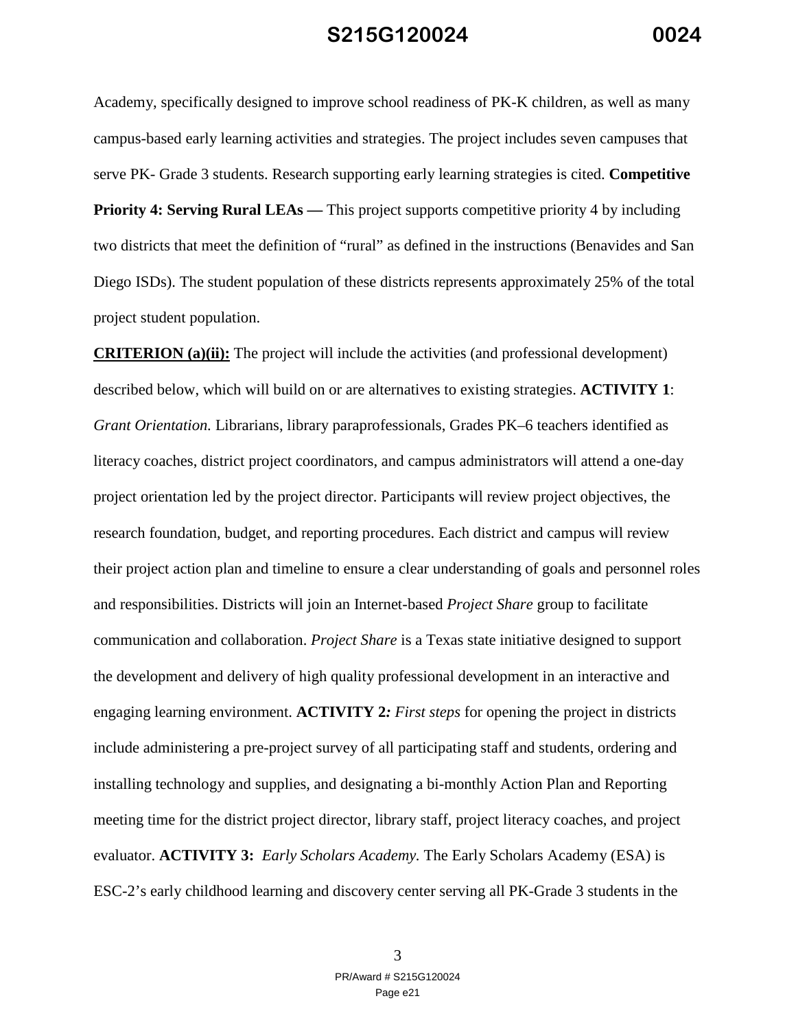Academy, specifically designed to improve school readiness of PK-K children, as well as many campus-based early learning activities and strategies. The project includes seven campuses that serve PK- Grade 3 students. Research supporting early learning strategies is cited. **Competitive Priority 4: Serving Rural LEAs —** This project supports competitive priority 4 by including two districts that meet the definition of "rural" as defined in the instructions (Benavides and San Diego ISDs). The student population of these districts represents approximately 25% of the total project student population.

**CRITERION (a)(ii):** The project will include the activities (and professional development) described below, which will build on or are alternatives to existing strategies. **ACTIVITY 1**: *Grant Orientation.* Librarians, library paraprofessionals, Grades PK–6 teachers identified as literacy coaches, district project coordinators, and campus administrators will attend a one-day project orientation led by the project director. Participants will review project objectives, the research foundation, budget, and reporting procedures. Each district and campus will review their project action plan and timeline to ensure a clear understanding of goals and personnel roles and responsibilities. Districts will join an Internet-based *Project Share* group to facilitate communication and collaboration. *Project Share* is a Texas state initiative designed to support the development and delivery of high quality professional development in an interactive and engaging learning environment. **ACTIVITY 2***: First steps* for opening the project in districts include administering a pre-project survey of all participating staff and students, ordering and installing technology and supplies, and designating a bi-monthly Action Plan and Reporting meeting time for the district project director, library staff, project literacy coaches, and project evaluator. **ACTIVITY 3:** *Early Scholars Academy.* The Early Scholars Academy (ESA) is ESC-2's early childhood learning and discovery center serving all PK-Grade 3 students in the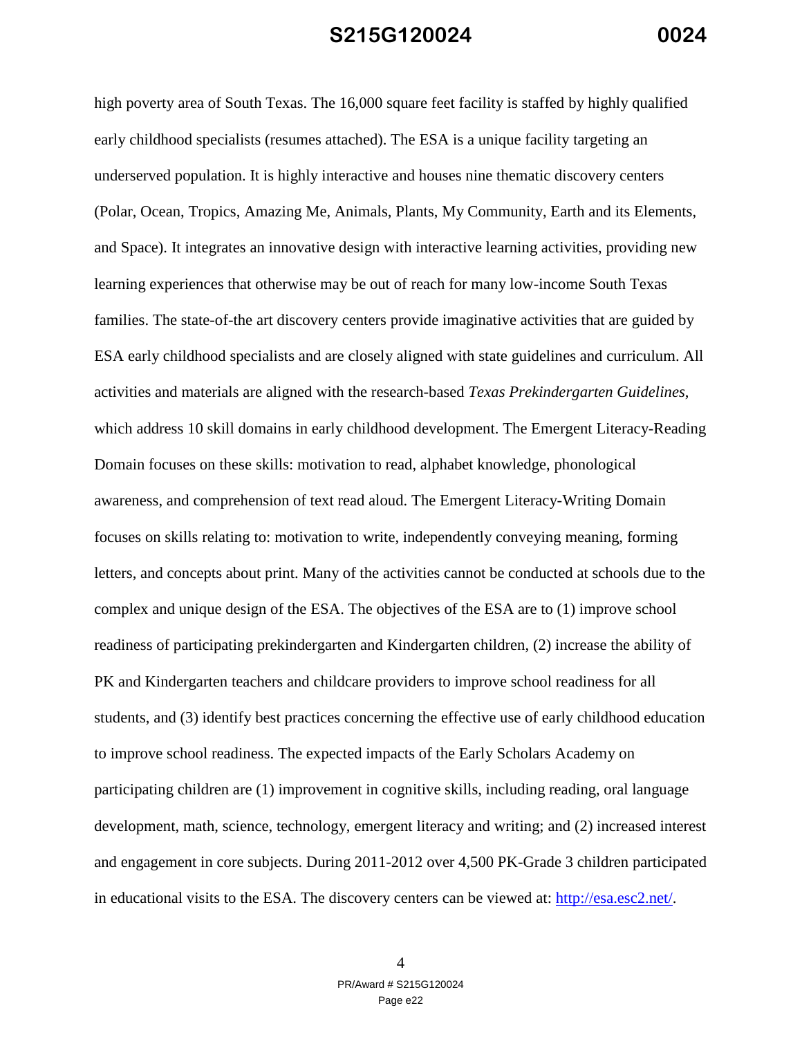high poverty area of South Texas. The 16,000 square feet facility is staffed by highly qualified early childhood specialists (resumes attached). The ESA is a unique facility targeting an underserved population. It is highly interactive and houses nine thematic discovery centers (Polar, Ocean, Tropics, Amazing Me, Animals, Plants, My Community, Earth and its Elements, and Space). It integrates an innovative design with interactive learning activities, providing new learning experiences that otherwise may be out of reach for many low-income South Texas families. The state-of-the art discovery centers provide imaginative activities that are guided by ESA early childhood specialists and are closely aligned with state guidelines and curriculum. All activities and materials are aligned with the research-based *Texas Prekindergarten Guidelines*, which address 10 skill domains in early childhood development. The Emergent Literacy-Reading Domain focuses on these skills: motivation to read, alphabet knowledge, phonological awareness, and comprehension of text read aloud. The Emergent Literacy-Writing Domain focuses on skills relating to: motivation to write, independently conveying meaning, forming letters, and concepts about print. Many of the activities cannot be conducted at schools due to the complex and unique design of the ESA. The objectives of the ESA are to (1) improve school readiness of participating prekindergarten and Kindergarten children, (2) increase the ability of PK and Kindergarten teachers and childcare providers to improve school readiness for all students, and (3) identify best practices concerning the effective use of early childhood education to improve school readiness. The expected impacts of the Early Scholars Academy on participating children are (1) improvement in cognitive skills, including reading, oral language development, math, science, technology, emergent literacy and writing; and (2) increased interest and engagement in core subjects. During 2011-2012 over 4,500 PK-Grade 3 children participated in educational visits to the ESA. The discovery centers can be viewed at: http://esa.esc2.net/.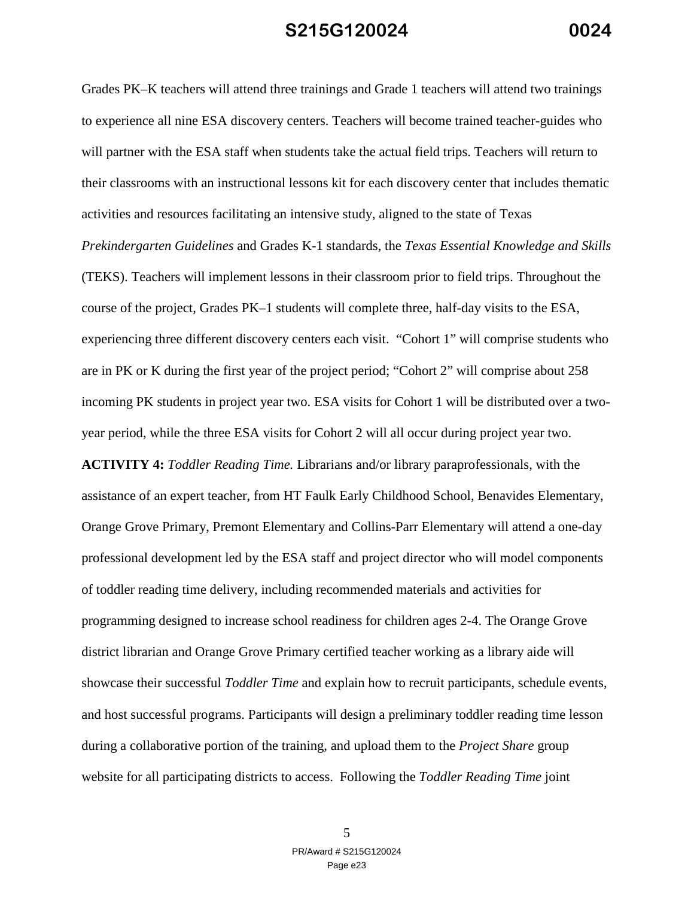Grades PK–K teachers will attend three trainings and Grade 1 teachers will attend two trainings to experience all nine ESA discovery centers. Teachers will become trained teacher-guides who will partner with the ESA staff when students take the actual field trips. Teachers will return to their classrooms with an instructional lessons kit for each discovery center that includes thematic activities and resources facilitating an intensive study, aligned to the state of Texas *Prekindergarten Guidelines* and Grades K-1 standards, the *Texas Essential Knowledge and Skills* (TEKS). Teachers will implement lessons in their classroom prior to field trips. Throughout the course of the project, Grades PK–1 students will complete three, half-day visits to the ESA, experiencing three different discovery centers each visit. "Cohort 1" will comprise students who are in PK or K during the first year of the project period; "Cohort 2" will comprise about 258 incoming PK students in project year two. ESA visits for Cohort 1 will be distributed over a two-year period, while the three ESA visits for Cohort 2 will all occur during project year two.

**ACTIVITY 4:** *Toddler Reading Time.* Librarians and/or library paraprofessionals, with the assistance of an expert teacher, from HT Faulk Early Childhood School, Benavides Elementary, Orange Grove Primary, Premont Elementary and Collins-Parr Elementary will attend a one-day professional development led by the ESA staff and project director who will model components of toddler reading time delivery, including recommended materials and activities for programming designed to increase school readiness for children ages 2-4. The Orange Grove district librarian and Orange Grove Primary certified teacher working as a library aide will showcase their successful *Toddler Time* and explain how to recruit participants, schedule events, and host successful programs. Participants will design a preliminary toddler reading time lesson during a collaborative portion of the training, and upload them to the *Project Share* group website for all participating districts to access. Following the *Toddler Reading Time* joint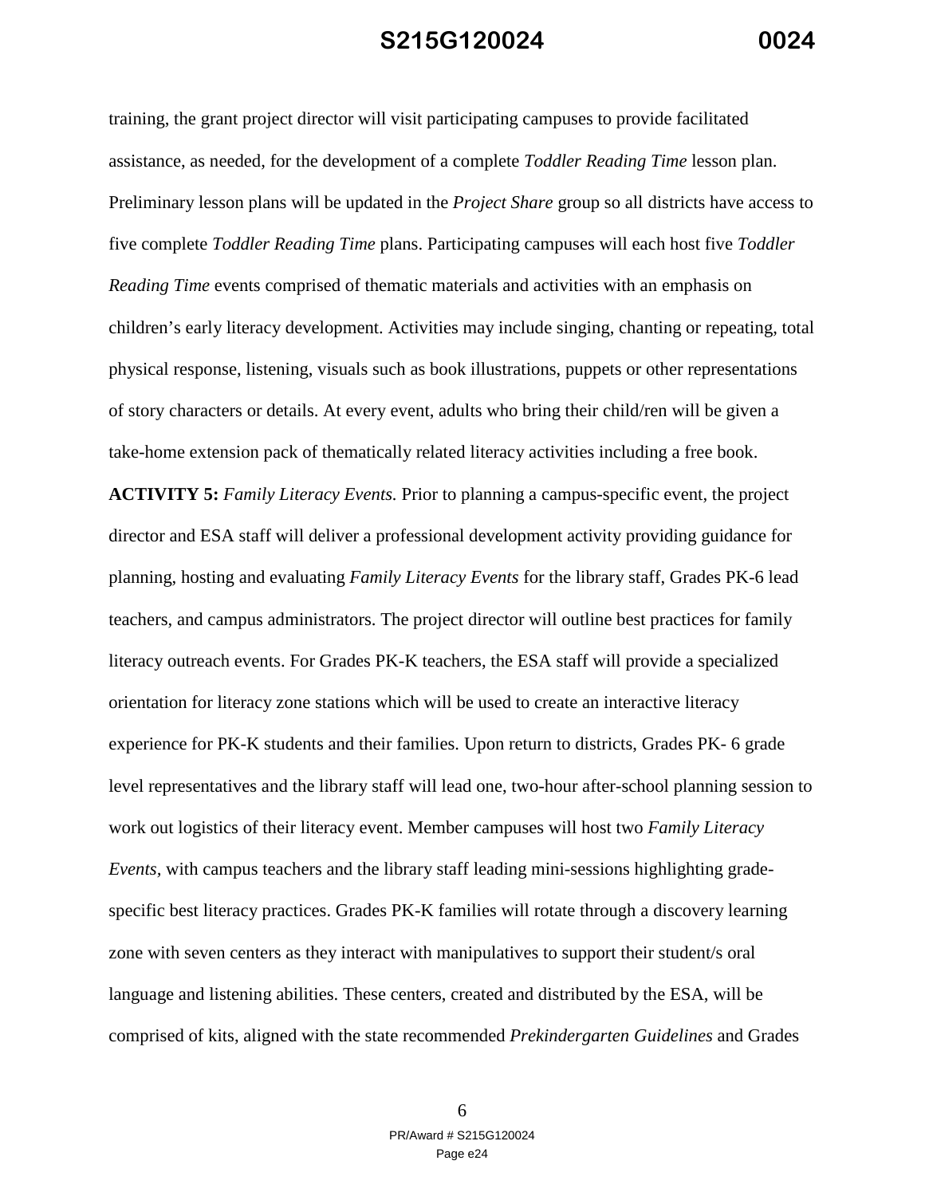training, the grant project director will visit participating campuses to provide facilitated assistance, as needed, for the development of a complete *Toddler Reading Time* lesson plan. Preliminary lesson plans will be updated in the *Project Share* group so all districts have access to five complete *Toddler Reading Time* plans. Participating campuses will each host five *Toddler Reading Time* events comprised of thematic materials and activities with an emphasis on children's early literacy development. Activities may include singing, chanting or repeating, total physical response, listening, visuals such as book illustrations, puppets or other representations of story characters or details. At every event, adults who bring their child/ren will be given a take-home extension pack of thematically related literacy activities including a free book.

**ACTIVITY 5:** *Family Literacy Events.* Prior to planning a campus-specific event, the project director and ESA staff will deliver a professional development activity providing guidance for planning, hosting and evaluating *Family Literacy Events* for the library staff, Grades PK-6 lead teachers, and campus administrators. The project director will outline best practices for family literacy outreach events. For Grades PK-K teachers, the ESA staff will provide a specialized orientation for literacy zone stations which will be used to create an interactive literacy experience for PK-K students and their families. Upon return to districts, Grades PK- 6 grade level representatives and the library staff will lead one, two-hour after-school planning session to work out logistics of their literacy event. Member campuses will host two *Family Literacy Events,* with campus teachers and the library staff leading mini-sessions highlighting grade-specific best literacy practices. Grades PK-K families will rotate through a discovery learning zone with seven centers as they interact with manipulatives to support their student/s oral language and listening abilities. These centers, created and distributed by the ESA, will be comprised of kits, aligned with the state recommended *Prekindergarten Guidelines* and Grades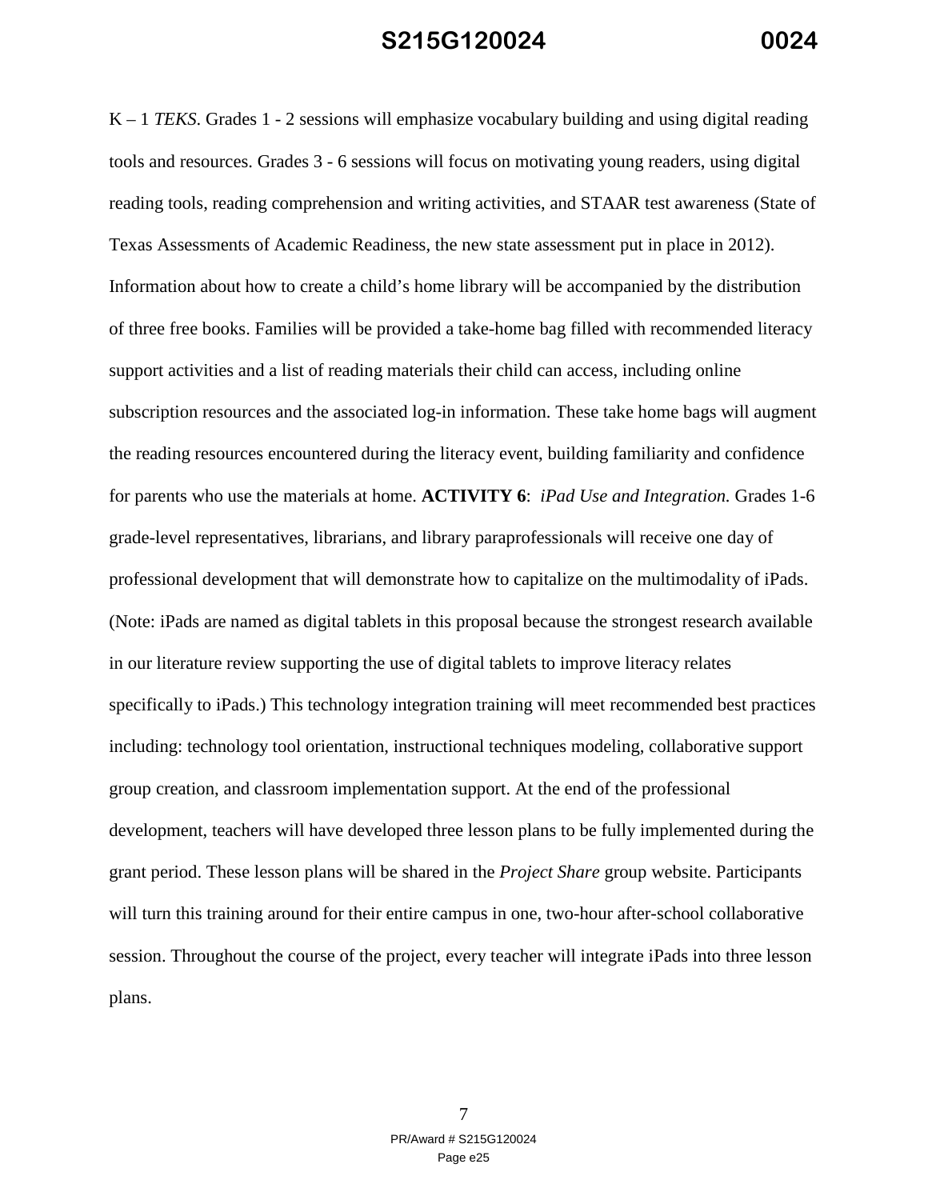K – 1 *TEKS.* Grades 1 - 2 sessions will emphasize vocabulary building and using digital reading tools and resources. Grades 3 - 6 sessions will focus on motivating young readers, using digital reading tools, reading comprehension and writing activities, and STAAR test awareness (State of Texas Assessments of Academic Readiness, the new state assessment put in place in 2012). Information about how to create a child's home library will be accompanied by the distribution of three free books. Families will be provided a take-home bag filled with recommended literacy support activities and a list of reading materials their child can access, including online subscription resources and the associated log-in information. These take home bags will augment the reading resources encountered during the literacy event, building familiarity and confidence for parents who use the materials at home. **ACTIVITY 6**: *iPad Use and Integration.* Grades 1-6 grade-level representatives, librarians, and library paraprofessionals will receive one day of professional development that will demonstrate how to capitalize on the multimodality of iPads. (Note: iPads are named as digital tablets in this proposal because the strongest research available in our literature review supporting the use of digital tablets to improve literacy relates specifically to iPads.) This technology integration training will meet recommended best practices including: technology tool orientation, instructional techniques modeling, collaborative support group creation, and classroom implementation support. At the end of the professional development, teachers will have developed three lesson plans to be fully implemented during the grant period. These lesson plans will be shared in the *Project Share* group website. Participants will turn this training around for their entire campus in one, two-hour after-school collaborative session. Throughout the course of the project, every teacher will integrate iPads into three lesson plans.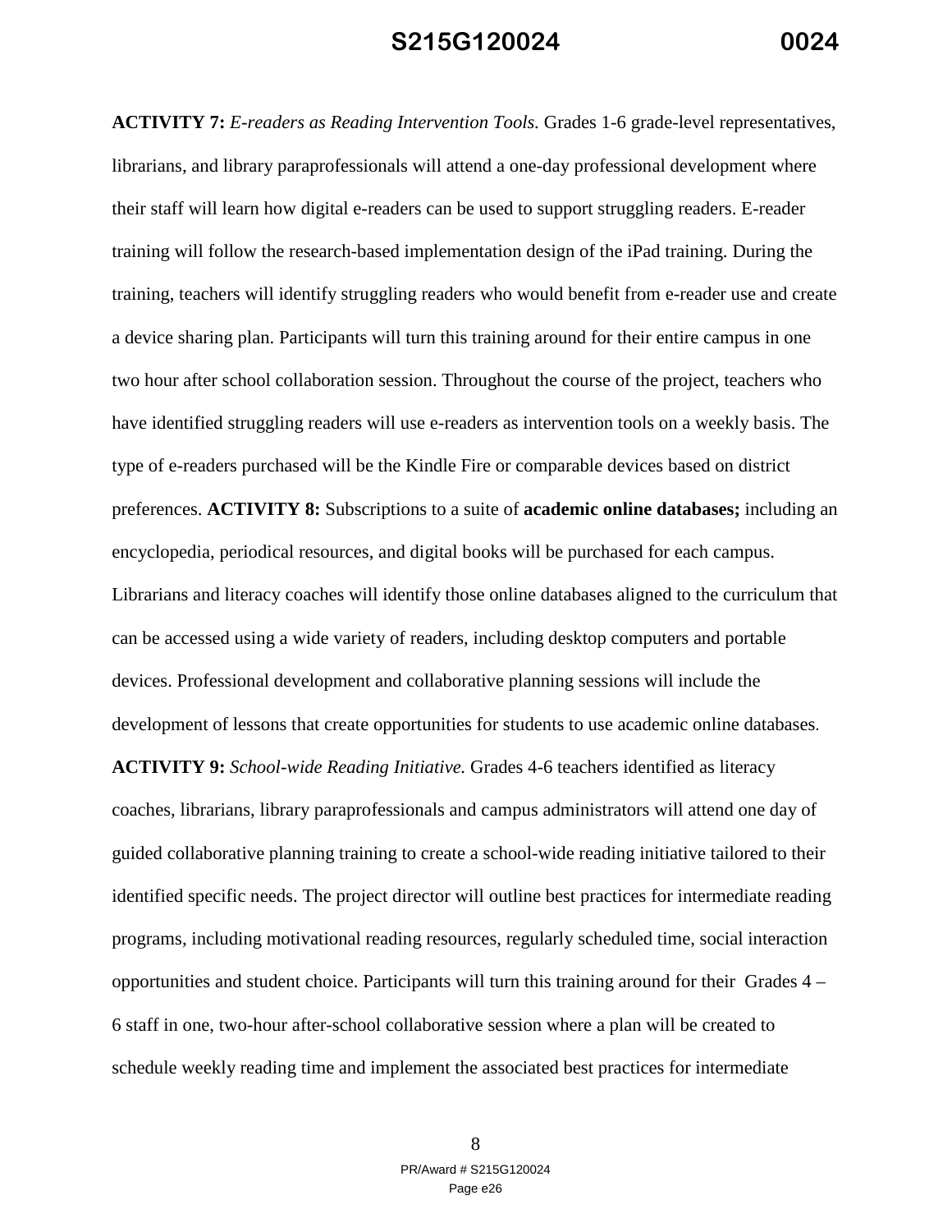**ACTIVITY 7:** *E-readers as Reading Intervention Tools.* Grades 1-6 grade-level representatives, librarians, and library paraprofessionals will attend a one-day professional development where their staff will learn how digital e-readers can be used to support struggling readers. E-reader training will follow the research-based implementation design of the iPad training. During the training, teachers will identify struggling readers who would benefit from e-reader use and create a device sharing plan. Participants will turn this training around for their entire campus in one two hour after school collaboration session. Throughout the course of the project, teachers who have identified struggling readers will use e-readers as intervention tools on a weekly basis. The type of e-readers purchased will be the Kindle Fire or comparable devices based on district preferences. **ACTIVITY 8:** Subscriptions to a suite of **academic online databases;** including an encyclopedia, periodical resources, and digital books will be purchased for each campus. Librarians and literacy coaches will identify those online databases aligned to the curriculum that can be accessed using a wide variety of readers, including desktop computers and portable devices. Professional development and collaborative planning sessions will include the development of lessons that create opportunities for students to use academic online databases. **ACTIVITY 9:** *School-wide Reading Initiative.* Grades 4-6 teachers identified as literacy coaches, librarians, library paraprofessionals and campus administrators will attend one day of guided collaborative planning training to create a school-wide reading initiative tailored to their identified specific needs. The project director will outline best practices for intermediate reading programs, including motivational reading resources, regularly scheduled time, social interaction opportunities and student choice. Participants will turn this training around for their Grades 4 – 6 staff in one, two-hour after-school collaborative session where a plan will be created to schedule weekly reading time and implement the associated best practices for intermediate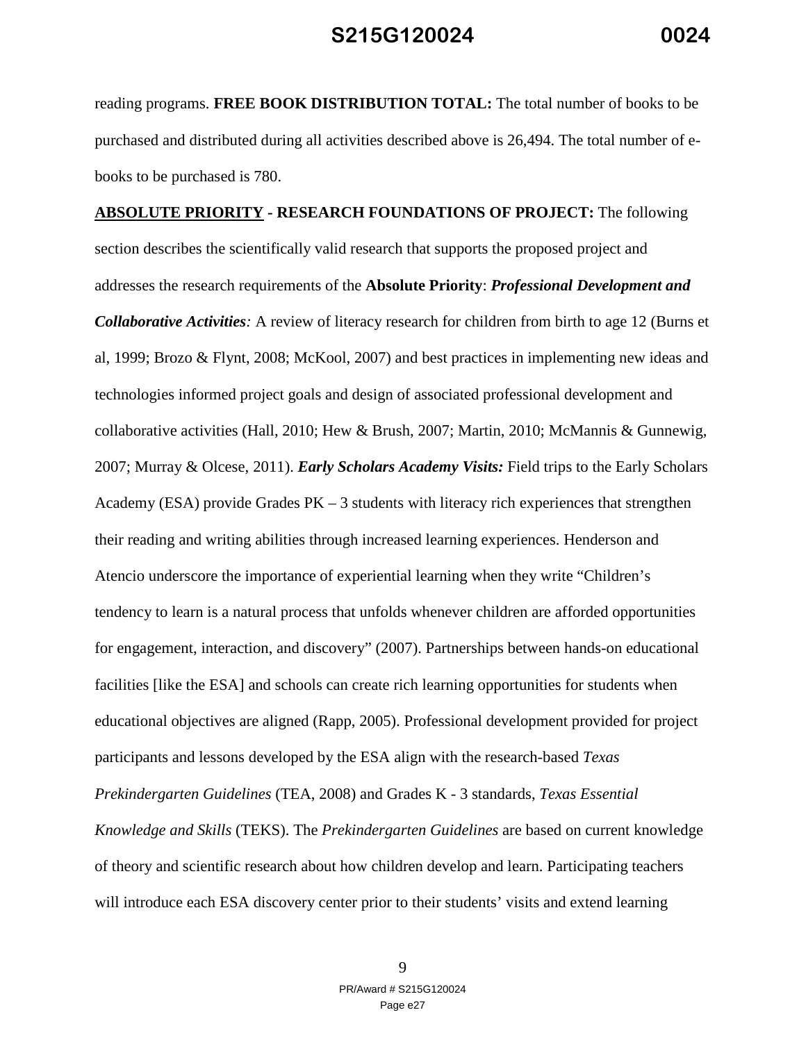reading programs. **FREE BOOK DISTRIBUTION TOTAL:** The total number of books to be purchased and distributed during all activities described above is 26,494. The total number of e-books to be purchased is 780.

**<u>ABSOLUTE PRIORITY</u> - RESEARCH FOUNDATIONS OF PROJECT:** The following section describes the scientifically valid research that supports the proposed project and addresses the research requirements of the **Absolute Priority**: ***Professional Development and Collaborative Activities****:* A review of literacy research for children from birth to age 12 (Burns et al, 1999; Brozo & Flynt, 2008; McKool, 2007) and best practices in implementing new ideas and technologies informed project goals and design of associated professional development and collaborative activities (Hall, 2010; Hew & Brush, 2007; Martin, 2010; McMannis & Gunnewig, 2007; Murray & Olcese, 2011). ***Early Scholars Academy Visits:*** Field trips to the Early Scholars Academy (ESA) provide Grades PK – 3 students with literacy rich experiences that strengthen their reading and writing abilities through increased learning experiences. Henderson and Atencio underscore the importance of experiential learning when they write "Children's tendency to learn is a natural process that unfolds whenever children are afforded opportunities for engagement, interaction, and discovery" (2007). Partnerships between hands-on educational facilities [like the ESA] and schools can create rich learning opportunities for students when educational objectives are aligned (Rapp, 2005). Professional development provided for project participants and lessons developed by the ESA align with the research-based *Texas Prekindergarten Guidelines* (TEA, 2008) and Grades K - 3 standards, *Texas Essential Knowledge and Skills* (TEKS). The *Prekindergarten Guidelines* are based on current knowledge of theory and scientific research about how children develop and learn. Participating teachers will introduce each ESA discovery center prior to their students' visits and extend learning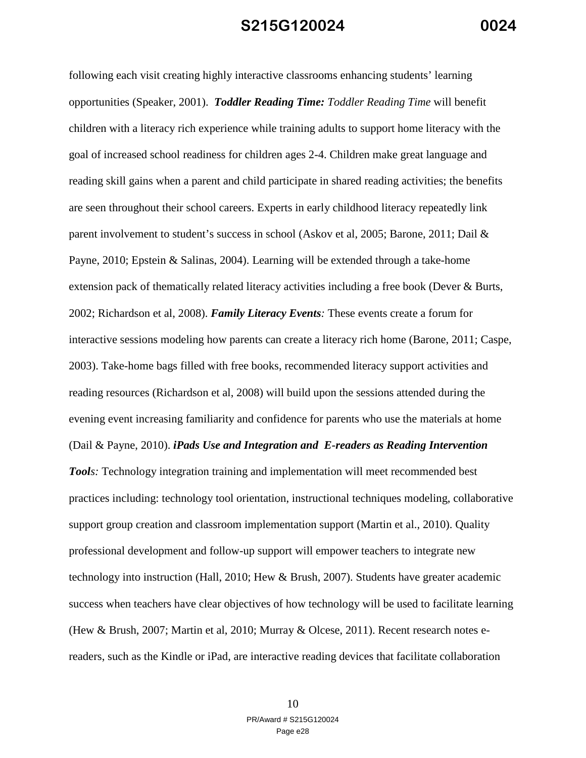following each visit creating highly interactive classrooms enhancing students' learning opportunities (Speaker, 2001). ***Toddler Reading Time:*** *Toddler Reading Time* will benefit children with a literacy rich experience while training adults to support home literacy with the goal of increased school readiness for children ages 2-4. Children make great language and reading skill gains when a parent and child participate in shared reading activities; the benefits are seen throughout their school careers. Experts in early childhood literacy repeatedly link parent involvement to student's success in school (Askov et al, 2005; Barone, 2011; Dail & Payne, 2010; Epstein & Salinas, 2004). Learning will be extended through a take-home extension pack of thematically related literacy activities including a free book (Dever & Burts, 2002; Richardson et al, 2008). ***Family Literacy Events****:* These events create a forum for interactive sessions modeling how parents can create a literacy rich home (Barone, 2011; Caspe, 2003). Take-home bags filled with free books, recommended literacy support activities and reading resources (Richardson et al, 2008) will build upon the sessions attended during the evening event increasing familiarity and confidence for parents who use the materials at home (Dail & Payne, 2010). ***iPads Use and Integration and E-readers as Reading Intervention Tools****:* Technology integration training and implementation will meet recommended best practices including: technology tool orientation, instructional techniques modeling, collaborative support group creation and classroom implementation support (Martin et al., 2010). Quality professional development and follow-up support will empower teachers to integrate new technology into instruction (Hall, 2010; Hew & Brush, 2007). Students have greater academic success when teachers have clear objectives of how technology will be used to facilitate learning (Hew & Brush, 2007; Martin et al, 2010; Murray & Olcese, 2011). Recent research notes e-readers, such as the Kindle or iPad, are interactive reading devices that facilitate collaboration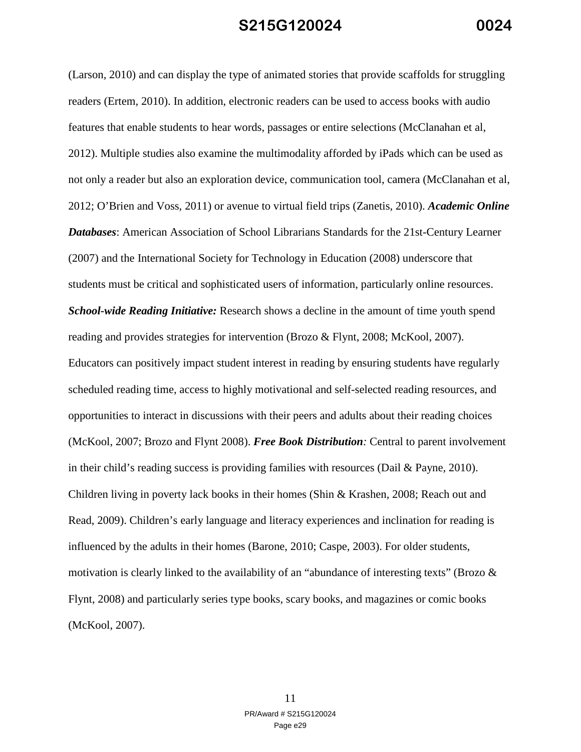(Larson, 2010) and can display the type of animated stories that provide scaffolds for struggling readers (Ertem, 2010). In addition, electronic readers can be used to access books with audio features that enable students to hear words, passages or entire selections (McClanahan et al, 2012). Multiple studies also examine the multimodality afforded by iPads which can be used as not only a reader but also an exploration device, communication tool, camera (McClanahan et al, 2012; O'Brien and Voss, 2011) or avenue to virtual field trips (Zanetis, 2010). ***Academic Online Databases***: American Association of School Librarians Standards for the 21st-Century Learner (2007) and the International Society for Technology in Education (2008) underscore that students must be critical and sophisticated users of information, particularly online resources. ***School-wide Reading Initiative:*** Research shows a decline in the amount of time youth spend reading and provides strategies for intervention (Brozo & Flynt, 2008; McKool, 2007). Educators can positively impact student interest in reading by ensuring students have regularly scheduled reading time, access to highly motivational and self-selected reading resources, and opportunities to interact in discussions with their peers and adults about their reading choices (McKool, 2007; Brozo and Flynt 2008). ***Free Book Distribution****:* Central to parent involvement in their child's reading success is providing families with resources (Dail & Payne, 2010). Children living in poverty lack books in their homes (Shin & Krashen, 2008; Reach out and Read, 2009). Children's early language and literacy experiences and inclination for reading is influenced by the adults in their homes (Barone, 2010; Caspe, 2003). For older students, motivation is clearly linked to the availability of an "abundance of interesting texts" (Brozo & Flynt, 2008) and particularly series type books, scary books, and magazines or comic books (McKool, 2007).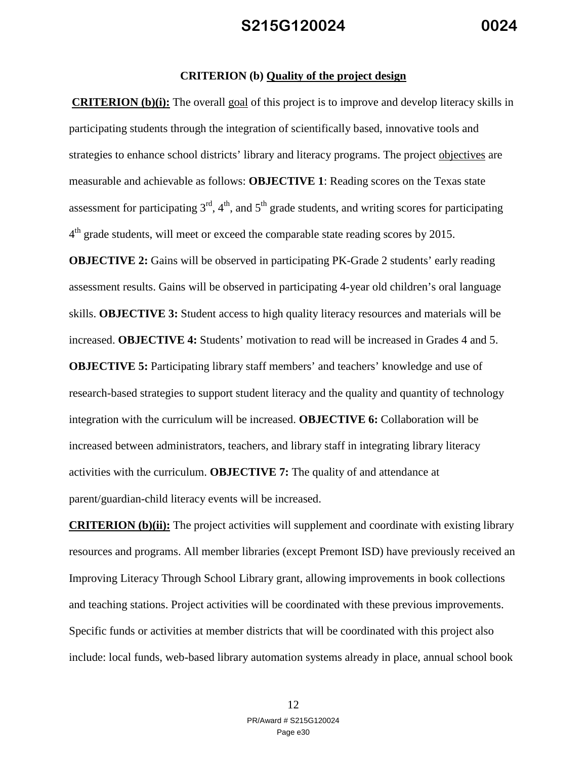**CRITERION (b) Quality of the project design**

**CRITERION (b)(i):** The overall goal of this project is to improve and develop literacy skills in participating students through the integration of scientifically based, innovative tools and strategies to enhance school districts' library and literacy programs. The project objectives are measurable and achievable as follows: **OBJECTIVE 1**: Reading scores on the Texas state assessment for participating 3rd, 4th, and 5th grade students, and writing scores for participating 4th grade students, will meet or exceed the comparable state reading scores by 2015. **OBJECTIVE 2:** Gains will be observed in participating PK-Grade 2 students' early reading assessment results. Gains will be observed in participating 4-year old children's oral language skills. **OBJECTIVE 3:** Student access to high quality literacy resources and materials will be increased. **OBJECTIVE 4:** Students' motivation to read will be increased in Grades 4 and 5. **OBJECTIVE 5:** Participating library staff members' and teachers' knowledge and use of research-based strategies to support student literacy and the quality and quantity of technology integration with the curriculum will be increased. **OBJECTIVE 6:** Collaboration will be increased between administrators, teachers, and library staff in integrating library literacy activities with the curriculum. **OBJECTIVE 7:** The quality of and attendance at parent/guardian-child literacy events will be increased.

**CRITERION (b)(ii):** The project activities will supplement and coordinate with existing library resources and programs. All member libraries (except Premont ISD) have previously received an Improving Literacy Through School Library grant, allowing improvements in book collections and teaching stations. Project activities will be coordinated with these previous improvements. Specific funds or activities at member districts that will be coordinated with this project also include: local funds, web-based library automation systems already in place, annual school book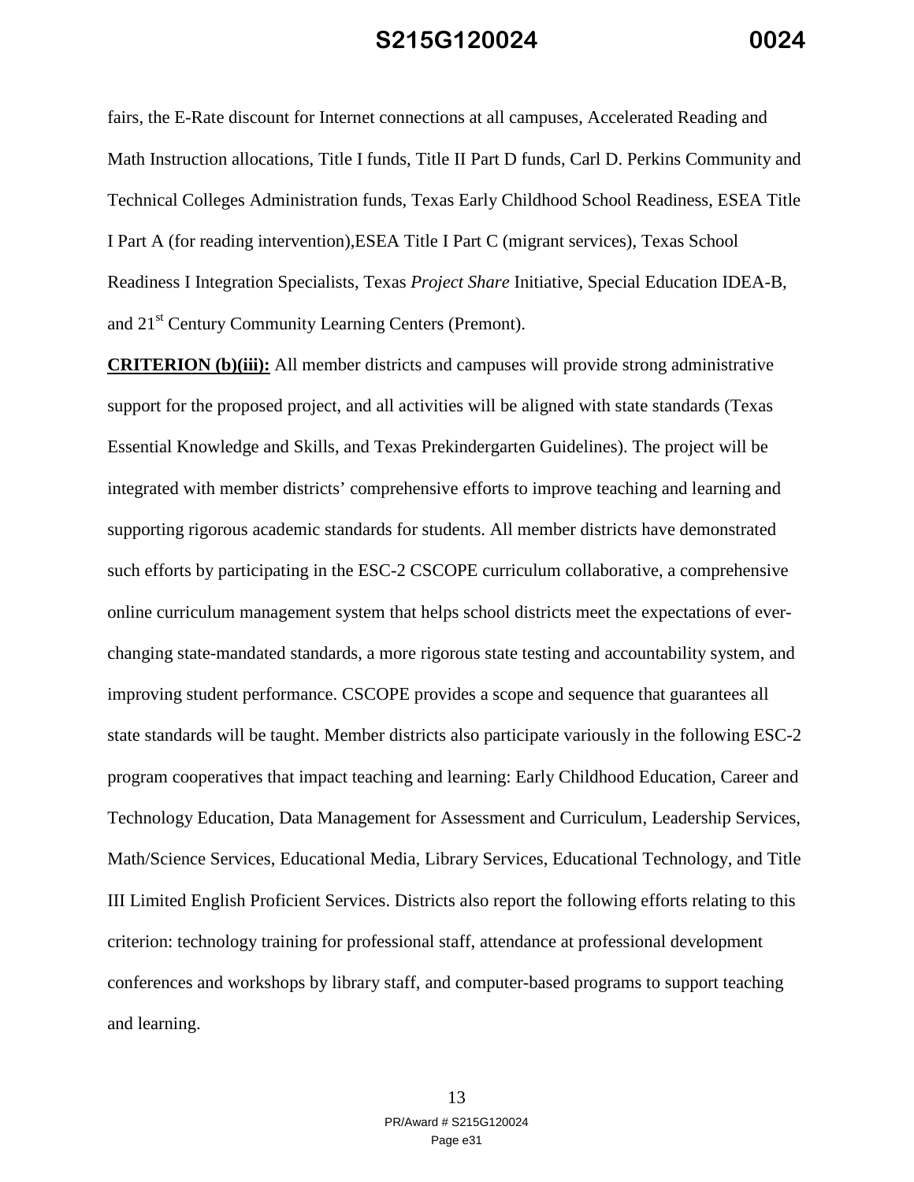fairs, the E-Rate discount for Internet connections at all campuses, Accelerated Reading and Math Instruction allocations, Title I funds, Title II Part D funds, Carl D. Perkins Community and Technical Colleges Administration funds, Texas Early Childhood School Readiness, ESEA Title I Part A (for reading intervention),ESEA Title I Part C (migrant services), Texas School Readiness I Integration Specialists, Texas *Project Share* Initiative, Special Education IDEA-B, and 21st Century Community Learning Centers (Premont).

**CRITERION (b)(iii):** All member districts and campuses will provide strong administrative support for the proposed project, and all activities will be aligned with state standards (Texas Essential Knowledge and Skills, and Texas Prekindergarten Guidelines). The project will be integrated with member districts' comprehensive efforts to improve teaching and learning and supporting rigorous academic standards for students. All member districts have demonstrated such efforts by participating in the ESC-2 CSCOPE curriculum collaborative, a comprehensive online curriculum management system that helps school districts meet the expectations of ever-changing state-mandated standards, a more rigorous state testing and accountability system, and improving student performance. CSCOPE provides a scope and sequence that guarantees all state standards will be taught. Member districts also participate variously in the following ESC-2 program cooperatives that impact teaching and learning: Early Childhood Education, Career and Technology Education, Data Management for Assessment and Curriculum, Leadership Services, Math/Science Services, Educational Media, Library Services, Educational Technology, and Title III Limited English Proficient Services. Districts also report the following efforts relating to this criterion: technology training for professional staff, attendance at professional development conferences and workshops by library staff, and computer-based programs to support teaching and learning.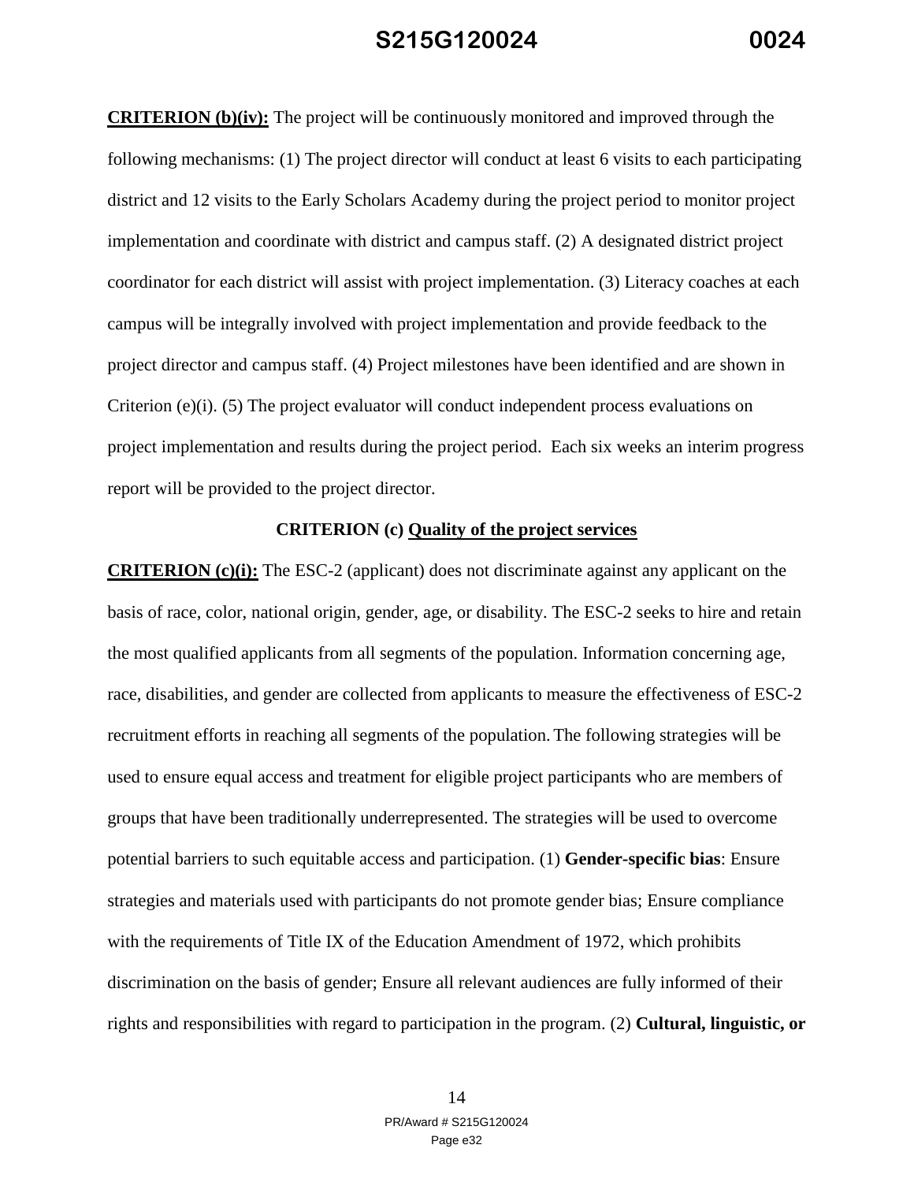**CRITERION (b)(iv):** The project will be continuously monitored and improved through the following mechanisms: (1) The project director will conduct at least 6 visits to each participating district and 12 visits to the Early Scholars Academy during the project period to monitor project implementation and coordinate with district and campus staff. (2) A designated district project coordinator for each district will assist with project implementation. (3) Literacy coaches at each campus will be integrally involved with project implementation and provide feedback to the project director and campus staff. (4) Project milestones have been identified and are shown in Criterion (e)(i). (5) The project evaluator will conduct independent process evaluations on project implementation and results during the project period. Each six weeks an interim progress report will be provided to the project director.

## CRITERION (c) Quality of the project services

**CRITERION (c)(i):** The ESC-2 (applicant) does not discriminate against any applicant on the basis of race, color, national origin, gender, age, or disability. The ESC-2 seeks to hire and retain the most qualified applicants from all segments of the population. Information concerning age, race, disabilities, and gender are collected from applicants to measure the effectiveness of ESC-2 recruitment efforts in reaching all segments of the population. The following strategies will be used to ensure equal access and treatment for eligible project participants who are members of groups that have been traditionally underrepresented. The strategies will be used to overcome potential barriers to such equitable access and participation. (1) **Gender-specific bias**: Ensure strategies and materials used with participants do not promote gender bias; Ensure compliance with the requirements of Title IX of the Education Amendment of 1972, which prohibits discrimination on the basis of gender; Ensure all relevant audiences are fully informed of their rights and responsibilities with regard to participation in the program. (2) **Cultural, linguistic, or**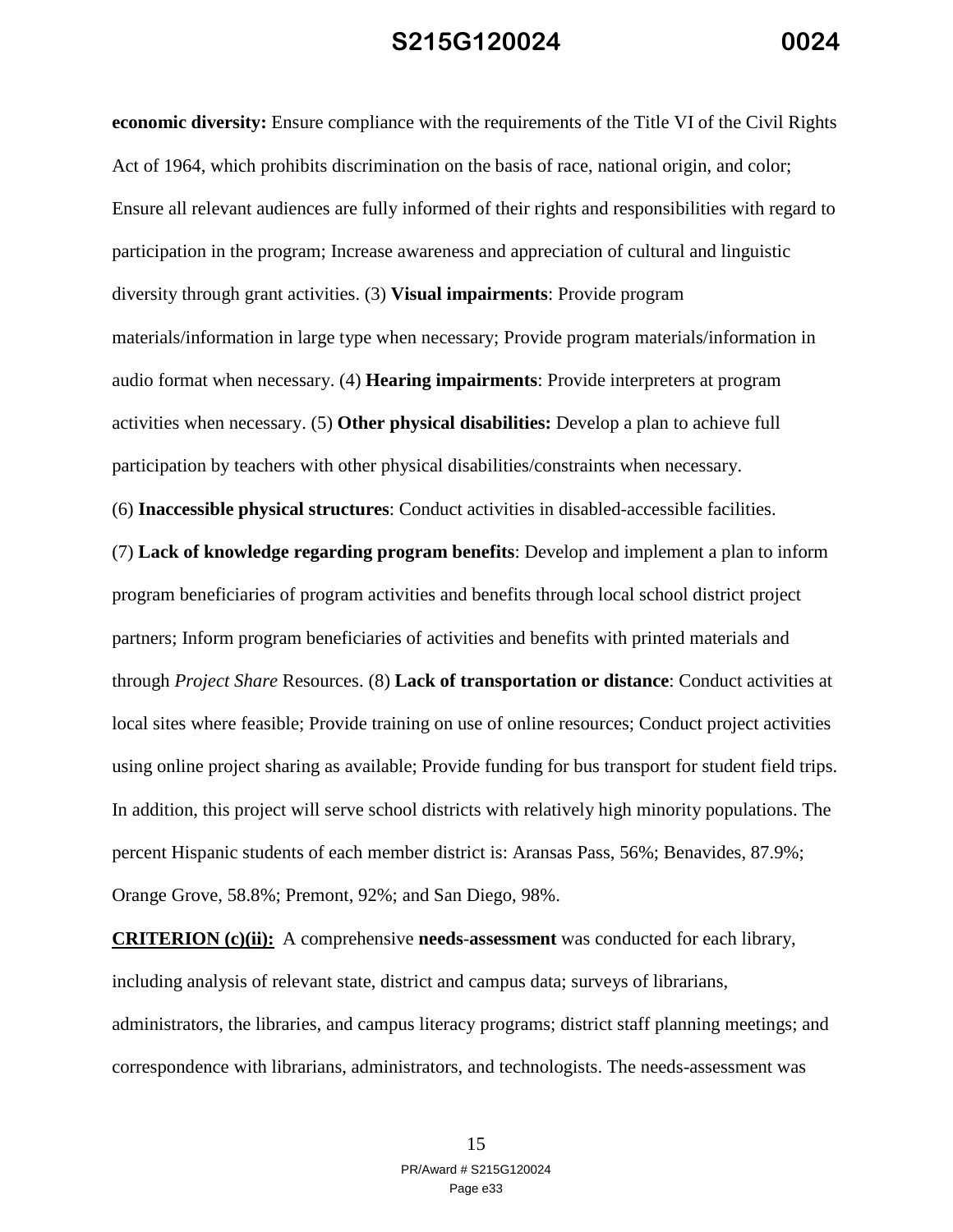**economic diversity:** Ensure compliance with the requirements of the Title VI of the Civil Rights Act of 1964, which prohibits discrimination on the basis of race, national origin, and color; Ensure all relevant audiences are fully informed of their rights and responsibilities with regard to participation in the program; Increase awareness and appreciation of cultural and linguistic diversity through grant activities. (3) **Visual impairments**: Provide program materials/information in large type when necessary; Provide program materials/information in audio format when necessary. (4) **Hearing impairments**: Provide interpreters at program activities when necessary. (5) **Other physical disabilities:** Develop a plan to achieve full participation by teachers with other physical disabilities/constraints when necessary.

(6) **Inaccessible physical structures**: Conduct activities in disabled-accessible facilities.

(7) **Lack of knowledge regarding program benefits**: Develop and implement a plan to inform program beneficiaries of program activities and benefits through local school district project partners; Inform program beneficiaries of activities and benefits with printed materials and through *Project Share* Resources. (8) **Lack of transportation or distance**: Conduct activities at local sites where feasible; Provide training on use of online resources; Conduct project activities using online project sharing as available; Provide funding for bus transport for student field trips. In addition, this project will serve school districts with relatively high minority populations. The percent Hispanic students of each member district is: Aransas Pass, 56%; Benavides, 87.9%; Orange Grove, 58.8%; Premont, 92%; and San Diego, 98%.

**CRITERION (c)(ii):** A comprehensive **needs-assessment** was conducted for each library, including analysis of relevant state, district and campus data; surveys of librarians, administrators, the libraries, and campus literacy programs; district staff planning meetings; and correspondence with librarians, administrators, and technologists. The needs-assessment was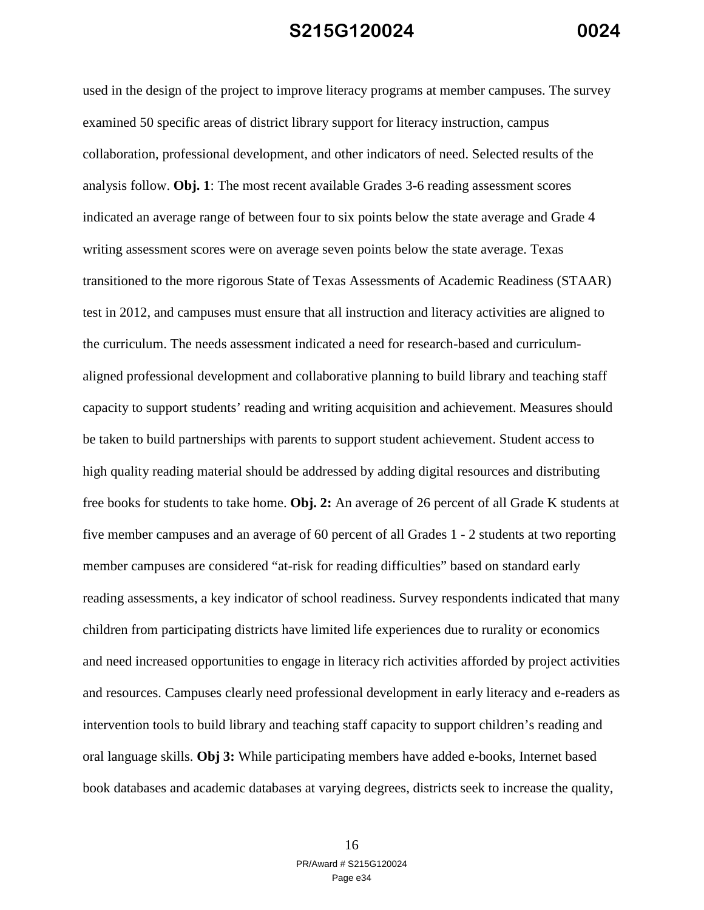used in the design of the project to improve literacy programs at member campuses. The survey examined 50 specific areas of district library support for literacy instruction, campus collaboration, professional development, and other indicators of need. Selected results of the analysis follow. **Obj. 1**: The most recent available Grades 3-6 reading assessment scores indicated an average range of between four to six points below the state average and Grade 4 writing assessment scores were on average seven points below the state average. Texas transitioned to the more rigorous State of Texas Assessments of Academic Readiness (STAAR) test in 2012, and campuses must ensure that all instruction and literacy activities are aligned to the curriculum. The needs assessment indicated a need for research-based and curriculum-aligned professional development and collaborative planning to build library and teaching staff capacity to support students' reading and writing acquisition and achievement. Measures should be taken to build partnerships with parents to support student achievement. Student access to high quality reading material should be addressed by adding digital resources and distributing free books for students to take home. **Obj. 2:** An average of 26 percent of all Grade K students at five member campuses and an average of 60 percent of all Grades 1 - 2 students at two reporting member campuses are considered "at-risk for reading difficulties" based on standard early reading assessments, a key indicator of school readiness. Survey respondents indicated that many children from participating districts have limited life experiences due to rurality or economics and need increased opportunities to engage in literacy rich activities afforded by project activities and resources. Campuses clearly need professional development in early literacy and e-readers as intervention tools to build library and teaching staff capacity to support children's reading and oral language skills. **Obj 3:** While participating members have added e-books, Internet based book databases and academic databases at varying degrees, districts seek to increase the quality,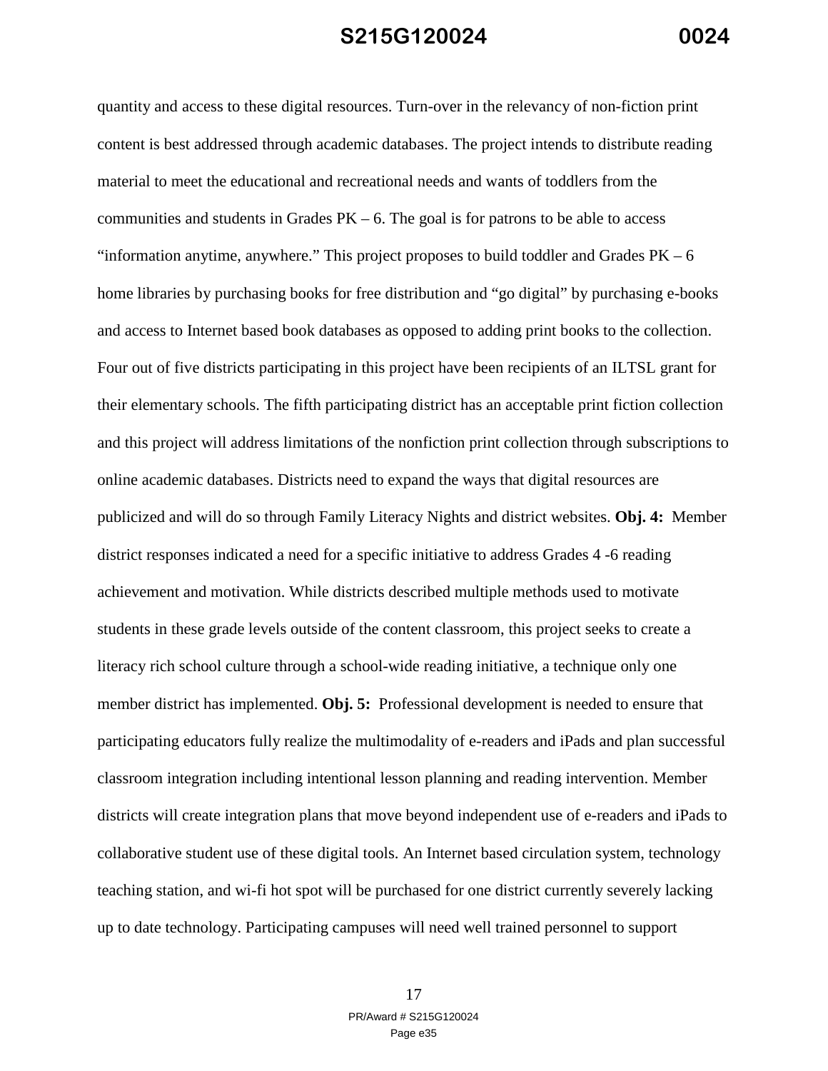quantity and access to these digital resources. Turn-over in the relevancy of non-fiction print content is best addressed through academic databases. The project intends to distribute reading material to meet the educational and recreational needs and wants of toddlers from the communities and students in Grades PK – 6. The goal is for patrons to be able to access "information anytime, anywhere." This project proposes to build toddler and Grades PK – 6 home libraries by purchasing books for free distribution and "go digital" by purchasing e-books and access to Internet based book databases as opposed to adding print books to the collection. Four out of five districts participating in this project have been recipients of an ILTSL grant for their elementary schools. The fifth participating district has an acceptable print fiction collection and this project will address limitations of the nonfiction print collection through subscriptions to online academic databases. Districts need to expand the ways that digital resources are publicized and will do so through Family Literacy Nights and district websites. **Obj. 4:** Member district responses indicated a need for a specific initiative to address Grades 4 -6 reading achievement and motivation. While districts described multiple methods used to motivate students in these grade levels outside of the content classroom, this project seeks to create a literacy rich school culture through a school-wide reading initiative, a technique only one member district has implemented. **Obj. 5:** Professional development is needed to ensure that participating educators fully realize the multimodality of e-readers and iPads and plan successful classroom integration including intentional lesson planning and reading intervention. Member districts will create integration plans that move beyond independent use of e-readers and iPads to collaborative student use of these digital tools. An Internet based circulation system, technology teaching station, and wi-fi hot spot will be purchased for one district currently severely lacking up to date technology. Participating campuses will need well trained personnel to support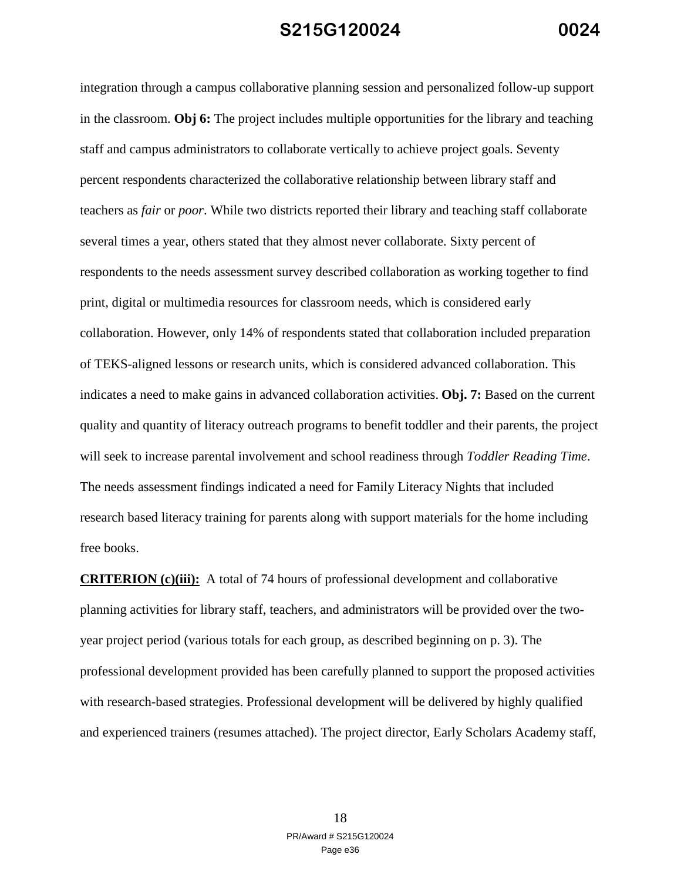integration through a campus collaborative planning session and personalized follow-up support in the classroom. **Obj 6:** The project includes multiple opportunities for the library and teaching staff and campus administrators to collaborate vertically to achieve project goals. Seventy percent respondents characterized the collaborative relationship between library staff and teachers as *fair* or *poor*. While two districts reported their library and teaching staff collaborate several times a year, others stated that they almost never collaborate. Sixty percent of respondents to the needs assessment survey described collaboration as working together to find print, digital or multimedia resources for classroom needs, which is considered early collaboration. However, only 14% of respondents stated that collaboration included preparation of TEKS-aligned lessons or research units, which is considered advanced collaboration. This indicates a need to make gains in advanced collaboration activities. **Obj. 7:** Based on the current quality and quantity of literacy outreach programs to benefit toddler and their parents, the project will seek to increase parental involvement and school readiness through *Toddler Reading Time*. The needs assessment findings indicated a need for Family Literacy Nights that included research based literacy training for parents along with support materials for the home including free books.

**CRITERION (c)(iii):** A total of 74 hours of professional development and collaborative planning activities for library staff, teachers, and administrators will be provided over the two-year project period (various totals for each group, as described beginning on p. 3). The professional development provided has been carefully planned to support the proposed activities with research-based strategies. Professional development will be delivered by highly qualified and experienced trainers (resumes attached). The project director, Early Scholars Academy staff,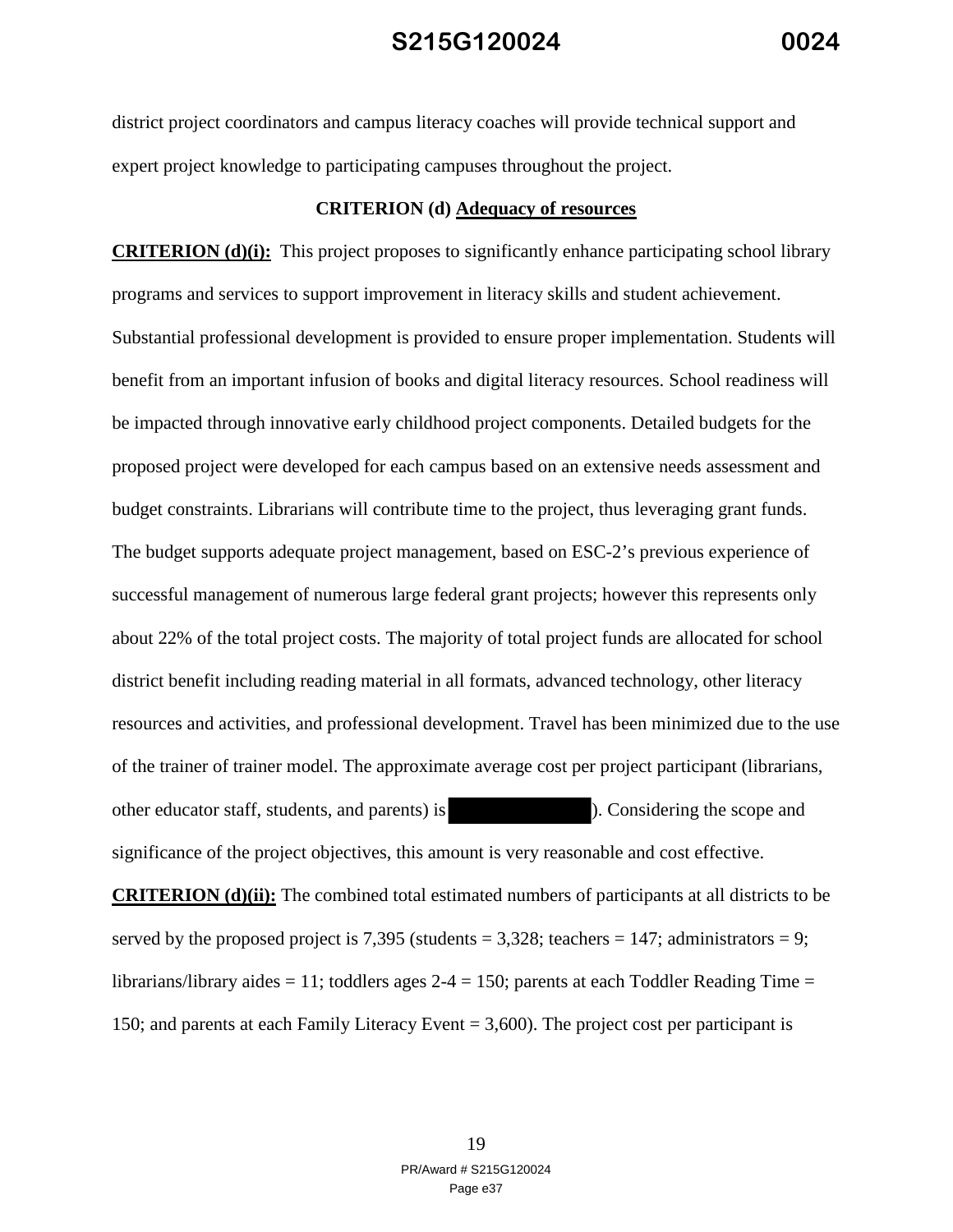district project coordinators and campus literacy coaches will provide technical support and expert project knowledge to participating campuses throughout the project.

**CRITERION (d) Adequacy of resources**

**CRITERION (d)(i):** This project proposes to significantly enhance participating school library programs and services to support improvement in literacy skills and student achievement. Substantial professional development is provided to ensure proper implementation. Students will benefit from an important infusion of books and digital literacy resources. School readiness will be impacted through innovative early childhood project components. Detailed budgets for the proposed project were developed for each campus based on an extensive needs assessment and budget constraints. Librarians will contribute time to the project, thus leveraging grant funds. The budget supports adequate project management, based on ESC-2's previous experience of successful management of numerous large federal grant projects; however this represents only about 22% of the total project costs. The majority of total project funds are allocated for school district benefit including reading material in all formats, advanced technology, other literacy resources and activities, and professional development. Travel has been minimized due to the use of the trainer of trainer model. The approximate average cost per project participant (librarians, other educator staff, students, and parents) is ████████). Considering the scope and significance of the project objectives, this amount is very reasonable and cost effective.

**CRITERION (d)(ii):** The combined total estimated numbers of participants at all districts to be served by the proposed project is 7,395 (students = 3,328; teachers = 147; administrators = 9; librarians/library aides = 11; toddlers ages 2-4 = 150; parents at each Toddler Reading Time = 150; and parents at each Family Literacy Event = 3,600). The project cost per participant is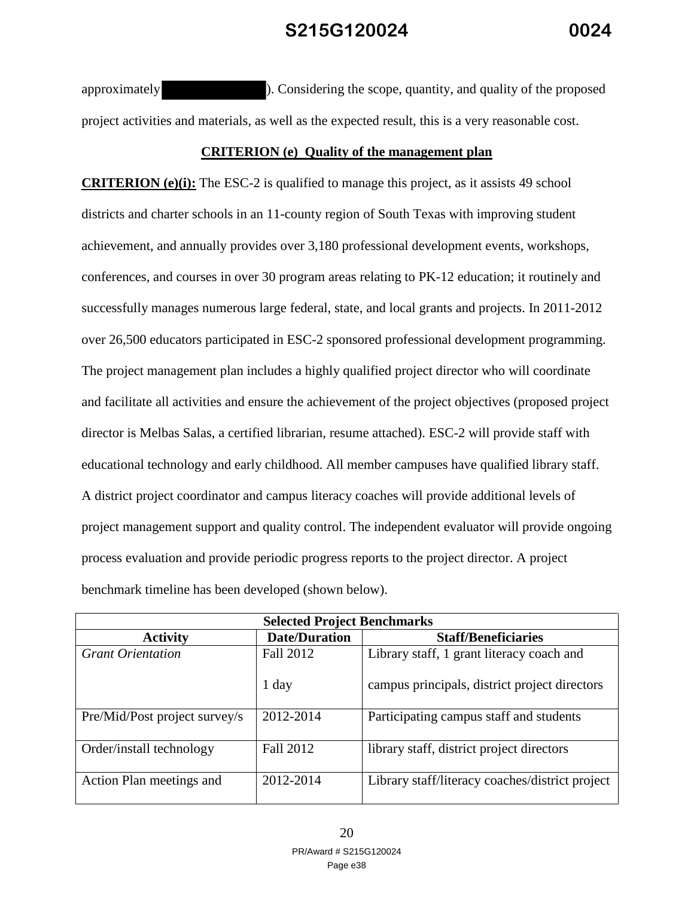approximately ). Considering the scope, quantity, and quality of the proposed project activities and materials, as well as the expected result, this is a very reasonable cost.

## CRITERION (e) Quality of the management plan

**CRITERION (e)(i):** The ESC-2 is qualified to manage this project, as it assists 49 school districts and charter schools in an 11-county region of South Texas with improving student achievement, and annually provides over 3,180 professional development events, workshops, conferences, and courses in over 30 program areas relating to PK-12 education; it routinely and successfully manages numerous large federal, state, and local grants and projects. In 2011-2012 over 26,500 educators participated in ESC-2 sponsored professional development programming. The project management plan includes a highly qualified project director who will coordinate and facilitate all activities and ensure the achievement of the project objectives (proposed project director is Melbas Salas, a certified librarian, resume attached). ESC-2 will provide staff with educational technology and early childhood. All member campuses have qualified library staff. A district project coordinator and campus literacy coaches will provide additional levels of project management support and quality control. The independent evaluator will provide ongoing process evaluation and provide periodic progress reports to the project director. A project benchmark timeline has been developed (shown below).

| Selected Project Benchmarks | | |
|---|---|---|
| **Activity** | **Date/Duration** | **Staff/Beneficiaries** |
| *Grant Orientation* | Fall 2012<br><br>1 day | Library staff, 1 grant literacy coach and<br><br>campus principals, district project directors |
| Pre/Mid/Post project survey/s | 2012-2014 | Participating campus staff and students |
| Order/install technology | Fall 2012 | library staff, district project directors |
| Action Plan meetings and | 2012-2014 | Library staff/literacy coaches/district project |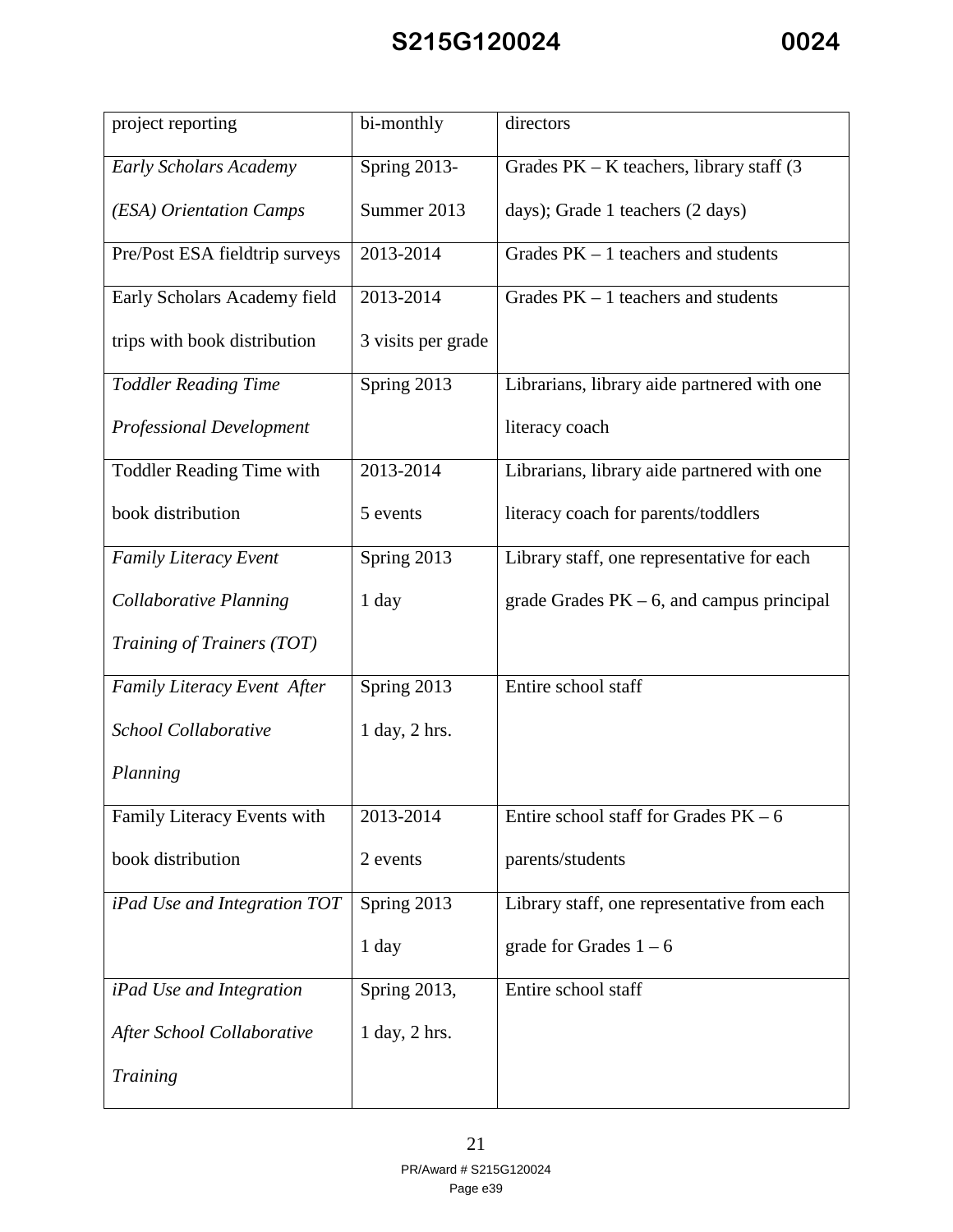| project reporting | bi-monthly | directors |
|---|---|---|
| *Early Scholars Academy (ESA) Orientation Camps* | Spring 2013-Summer 2013 | Grades PK – K teachers, library staff (3 days); Grade 1 teachers (2 days) |
| Pre/Post ESA fieldtrip surveys | 2013-2014 | Grades PK – 1 teachers and students |
| Early Scholars Academy field trips with book distribution | 2013-2014 3 visits per grade | Grades PK – 1 teachers and students |
| *Toddler Reading Time Professional Development* | Spring 2013 | Librarians, library aide partnered with one literacy coach |
| Toddler Reading Time with book distribution | 2013-2014 5 events | Librarians, library aide partnered with one literacy coach for parents/toddlers |
| *Family Literacy Event Collaborative Planning Training of Trainers (TOT)* | Spring 2013 1 day | Library staff, one representative for each grade Grades PK – 6, and campus principal |
| *Family Literacy Event After School Collaborative Planning* | Spring 2013 1 day, 2 hrs. | Entire school staff |
| Family Literacy Events with book distribution | 2013-2014 2 events | Entire school staff for Grades PK – 6 parents/students |
| *iPad Use and Integration TOT* | Spring 2013 1 day | Library staff, one representative from each grade for Grades 1 – 6 |
| *iPad Use and Integration After School Collaborative Training* | Spring 2013, 1 day, 2 hrs. | Entire school staff |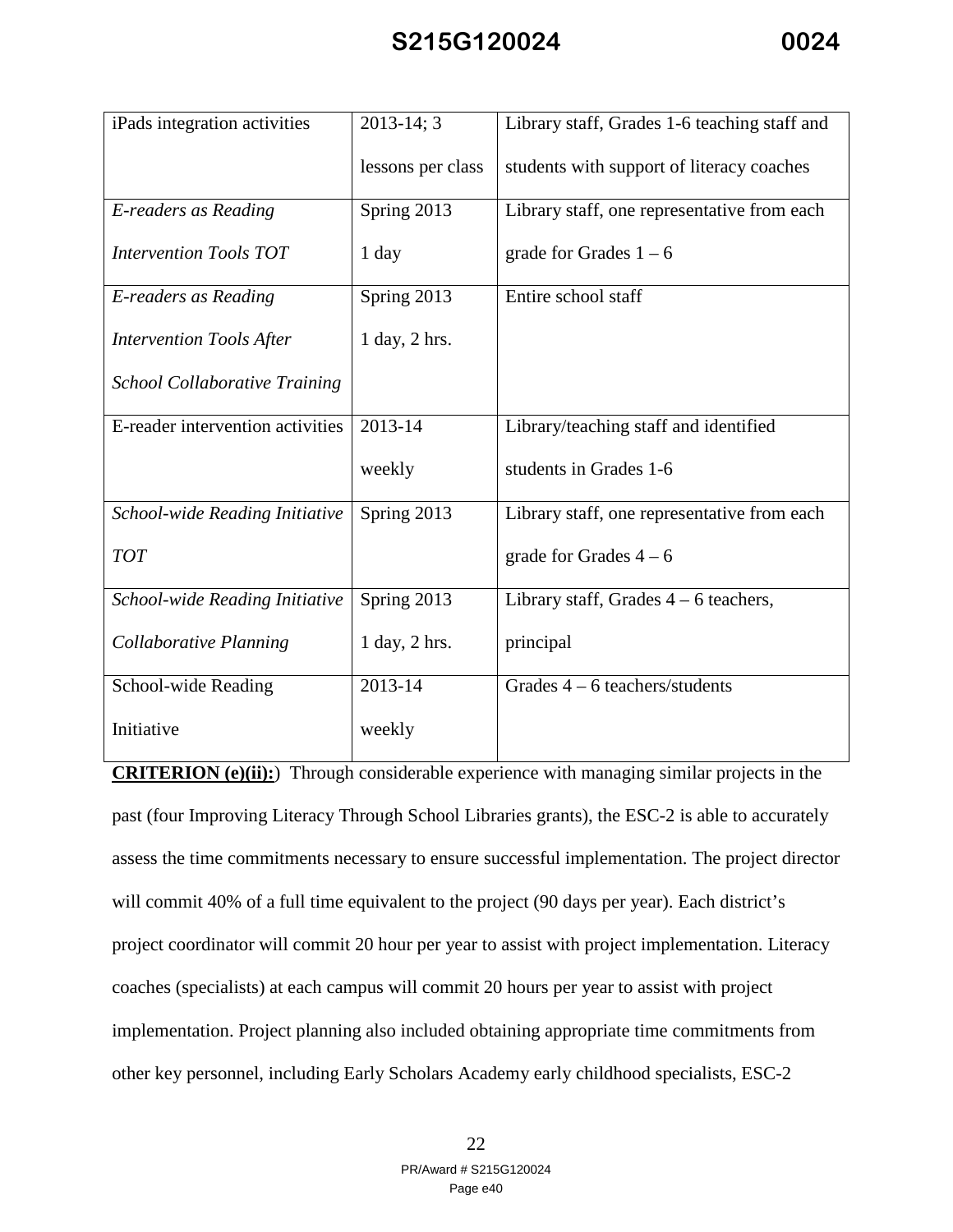| | | |
|---|---|---|
| iPads integration activities | 2013-14; 3 lessons per class | Library staff, Grades 1-6 teaching staff and students with support of literacy coaches |
| *E-readers as Reading Intervention Tools TOT* | Spring 2013 1 day | Library staff, one representative from each grade for Grades 1 – 6 |
| *E-readers as Reading Intervention Tools After School Collaborative Training* | Spring 2013 1 day, 2 hrs. | Entire school staff |
| E-reader intervention activities | 2013-14 weekly | Library/teaching staff and identified students in Grades 1-6 |
| *School-wide Reading Initiative TOT* | Spring 2013 | Library staff, one representative from each grade for Grades 4 – 6 |
| *School-wide Reading Initiative Collaborative Planning* | Spring 2013 1 day, 2 hrs. | Library staff, Grades 4 – 6 teachers, principal |
| School-wide Reading Initiative | 2013-14 weekly | Grades 4 – 6 teachers/students |

**CRITERION (e)(ii):**) Through considerable experience with managing similar projects in the past (four Improving Literacy Through School Libraries grants), the ESC-2 is able to accurately assess the time commitments necessary to ensure successful implementation. The project director will commit 40% of a full time equivalent to the project (90 days per year). Each district's project coordinator will commit 20 hour per year to assist with project implementation. Literacy coaches (specialists) at each campus will commit 20 hours per year to assist with project implementation. Project planning also included obtaining appropriate time commitments from other key personnel, including Early Scholars Academy early childhood specialists, ESC-2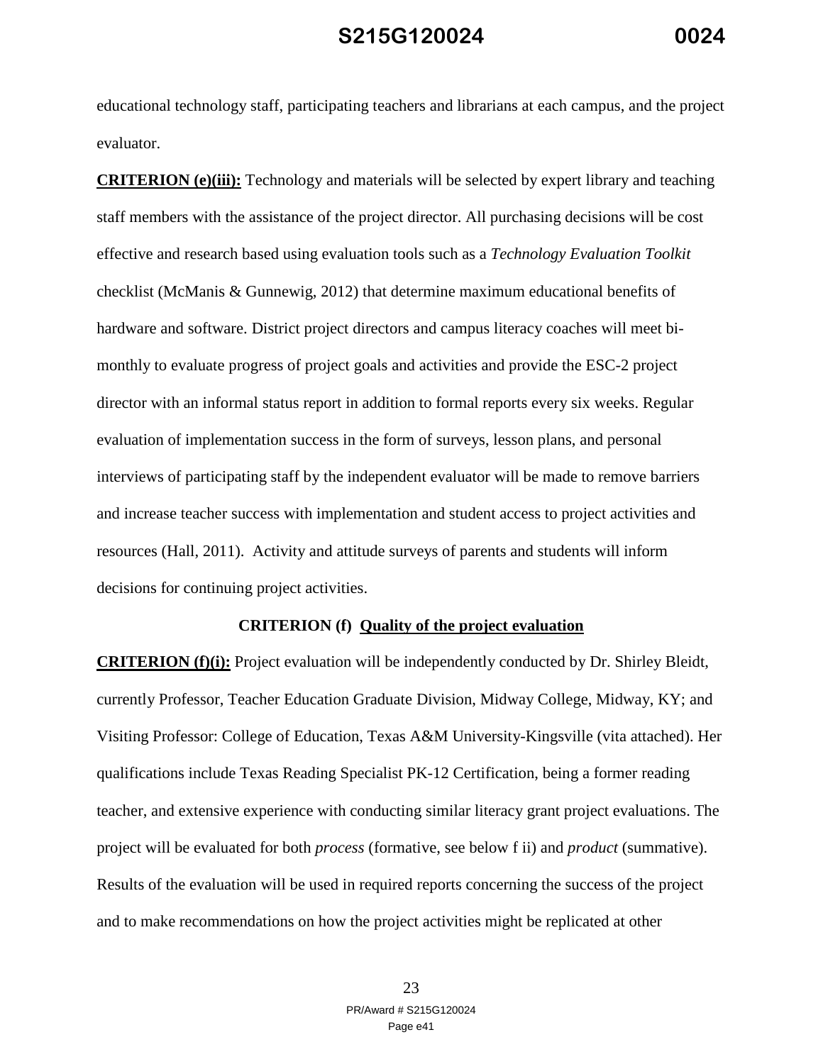educational technology staff, participating teachers and librarians at each campus, and the project evaluator.

**CRITERION (e)(iii):** Technology and materials will be selected by expert library and teaching staff members with the assistance of the project director. All purchasing decisions will be cost effective and research based using evaluation tools such as a *Technology Evaluation Toolkit* checklist (McManis & Gunnewig, 2012) that determine maximum educational benefits of hardware and software. District project directors and campus literacy coaches will meet bi-monthly to evaluate progress of project goals and activities and provide the ESC-2 project director with an informal status report in addition to formal reports every six weeks. Regular evaluation of implementation success in the form of surveys, lesson plans, and personal interviews of participating staff by the independent evaluator will be made to remove barriers and increase teacher success with implementation and student access to project activities and resources (Hall, 2011). Activity and attitude surveys of parents and students will inform decisions for continuing project activities.

## CRITERION (f) Quality of the project evaluation

**CRITERION (f)(i):** Project evaluation will be independently conducted by Dr. Shirley Bleidt, currently Professor, Teacher Education Graduate Division, Midway College, Midway, KY; and Visiting Professor: College of Education, Texas A&M University-Kingsville (vita attached). Her qualifications include Texas Reading Specialist PK-12 Certification, being a former reading teacher, and extensive experience with conducting similar literacy grant project evaluations. The project will be evaluated for both *process* (formative, see below f ii) and *product* (summative). Results of the evaluation will be used in required reports concerning the success of the project and to make recommendations on how the project activities might be replicated at other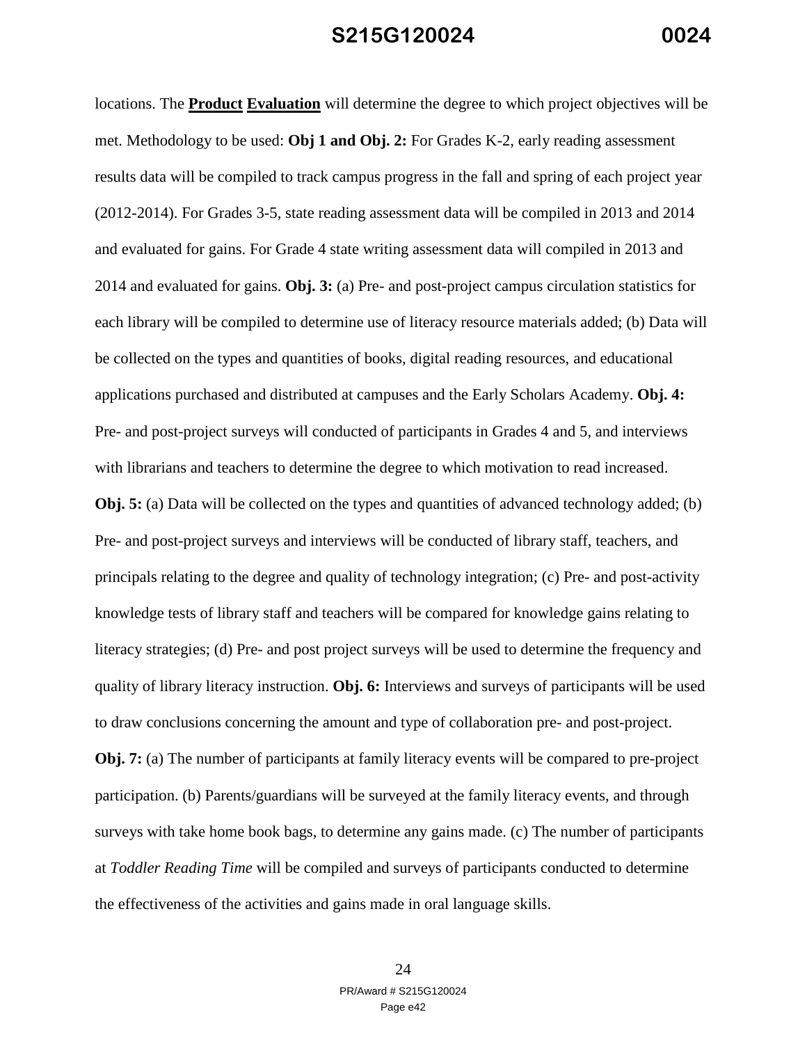locations. The **Product Evaluation** will determine the degree to which project objectives will be met. Methodology to be used: **Obj 1 and Obj. 2:** For Grades K-2, early reading assessment results data will be compiled to track campus progress in the fall and spring of each project year (2012-2014). For Grades 3-5, state reading assessment data will be compiled in 2013 and 2014 and evaluated for gains. For Grade 4 state writing assessment data will compiled in 2013 and 2014 and evaluated for gains. **Obj. 3:** (a) Pre- and post-project campus circulation statistics for each library will be compiled to determine use of literacy resource materials added; (b) Data will be collected on the types and quantities of books, digital reading resources, and educational applications purchased and distributed at campuses and the Early Scholars Academy. **Obj. 4:** Pre- and post-project surveys will conducted of participants in Grades 4 and 5, and interviews with librarians and teachers to determine the degree to which motivation to read increased. **Obj. 5:** (a) Data will be collected on the types and quantities of advanced technology added; (b) Pre- and post-project surveys and interviews will be conducted of library staff, teachers, and principals relating to the degree and quality of technology integration; (c) Pre- and post-activity knowledge tests of library staff and teachers will be compared for knowledge gains relating to literacy strategies; (d) Pre- and post project surveys will be used to determine the frequency and quality of library literacy instruction. **Obj. 6:** Interviews and surveys of participants will be used to draw conclusions concerning the amount and type of collaboration pre- and post-project. **Obj. 7:** (a) The number of participants at family literacy events will be compared to pre-project participation. (b) Parents/guardians will be surveyed at the family literacy events, and through surveys with take home book bags, to determine any gains made. (c) The number of participants at *Toddler Reading Time* will be compiled and surveys of participants conducted to determine the effectiveness of the activities and gains made in oral language skills.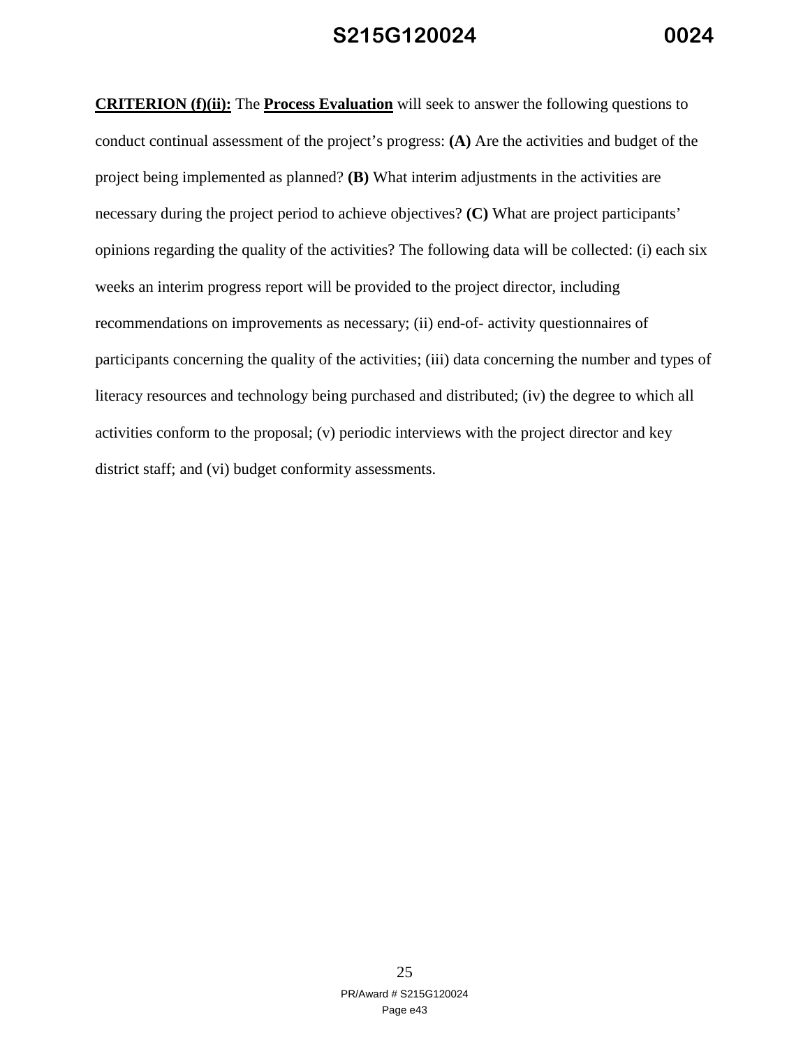**CRITERION (f)(ii):** The **Process Evaluation** will seek to answer the following questions to conduct continual assessment of the project's progress: **(A)** Are the activities and budget of the project being implemented as planned? **(B)** What interim adjustments in the activities are necessary during the project period to achieve objectives? **(C)** What are project participants' opinions regarding the quality of the activities? The following data will be collected: (i) each six weeks an interim progress report will be provided to the project director, including recommendations on improvements as necessary; (ii) end-of- activity questionnaires of participants concerning the quality of the activities; (iii) data concerning the number and types of literacy resources and technology being purchased and distributed; (iv) the degree to which all activities conform to the proposal; (v) periodic interviews with the project director and key district staff; and (vi) budget conformity assessments.